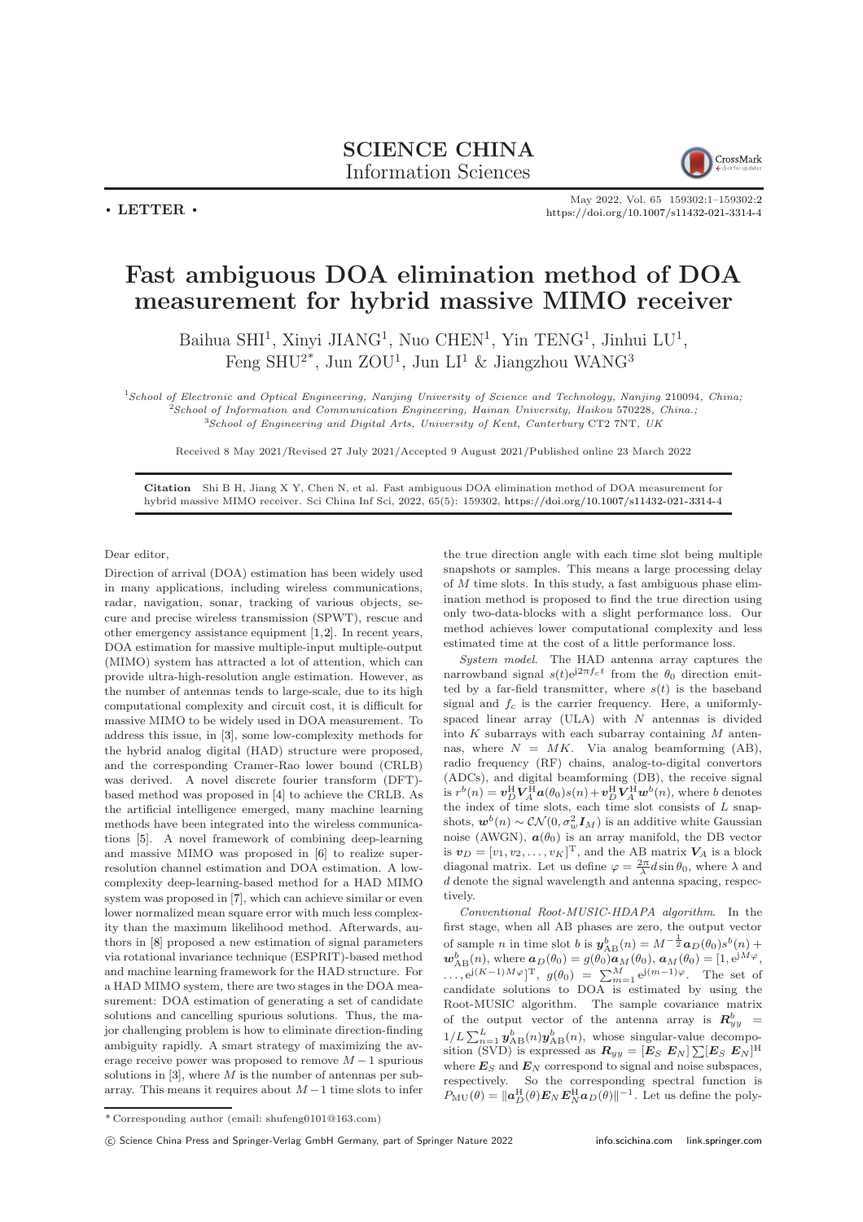**SCIENCE CHINA**
**Information Sciences**

• **LETTER** •

May 2022, Vol. 65 159302:1–159302:2
https://doi.org/10.1007/s11432-021-3314-4

# Fast ambiguous DOA elimination method of DOA measurement for hybrid massive MIMO receiver

Baihua SHI[1], Xinyi JIANG[1], Nuo CHEN[1], Yin TENG[1], Jinhui LU[1], Feng SHU[2*], Jun ZOU[1], Jun LI[1] & Jiangzhou WANG[3]

[1]*School of Electronic and Optical Engineering, Nanjing University of Science and Technology, Nanjing* 210094*, China;*
[2]*School of Information and Communication Engineering, Hainan University, Haikou* 570228*, China.;*
[3]*School of Engineering and Digital Arts, University of Kent, Canterbury* CT2 7NT*, UK*

Received 8 May 2021/Revised 27 July 2021/Accepted 9 August 2021/Published online 23 March 2022

**Citation** Shi B H, Jiang X Y, Chen N, et al. Fast ambiguous DOA elimination method of DOA measurement for hybrid massive MIMO receiver. Sci China Inf Sci, 2022, 65(5): 159302, https://doi.org/10.1007/s11432-021-3314-4

Dear editor,

Direction of arrival (DOA) estimation has been widely used in many applications, including wireless communications, radar, navigation, sonar, tracking of various objects, secure and precise wireless transmission (SPWT), rescue and other emergency assistance equipment [1,2]. In recent years, DOA estimation for massive multiple-input multiple-output (MIMO) system has attracted a lot of attention, which can provide ultra-high-resolution angle estimation. However, as the number of antennas tends to large-scale, due to its high computational complexity and circuit cost, it is difficult for massive MIMO to be widely used in DOA measurement. To address this issue, in [3], some low-complexity methods for the hybrid analog digital (HAD) structure were proposed, and the corresponding Cramer-Rao lower bound (CRLB) was derived. A novel discrete fourier transform (DFT)-based method was proposed in [4] to achieve the CRLB. As the artificial intelligence emerged, many machine learning methods have been integrated into the wireless communications [5]. A novel framework of combining deep-learning and massive MIMO was proposed in [6] to realize super-resolution channel estimation and DOA estimation. A low-complexity deep-learning-based method for a HAD MIMO system was proposed in [7], which can achieve similar or even lower normalized mean square error with much less complexity than the maximum likelihood method. Afterwards, authors in [8] proposed a new estimation of signal parameters via rotational invariance technique (ESPRIT)-based method and machine learning framework for the HAD structure. For a HAD MIMO system, there are two stages in the DOA measurement: DOA estimation of generating a set of candidate solutions and cancelling spurious solutions. Thus, the major challenging problem is how to eliminate direction-finding ambiguity rapidly. A smart strategy of maximizing the average receive power was proposed to remove $M-1$ spurious solutions in [3], where $M$ is the number of antennas per subarray. This means it requires about $M-1$ time slots to infer the true direction angle with each time slot being multiple snapshots or samples. This means a large processing delay of $M$ time slots. In this study, a fast ambiguous phase elimination method is proposed to find the true direction using only two-data-blocks with a slight performance loss. Our method achieves lower computational complexity and less estimated time at the cost of a little performance loss.

*System model*. The HAD antenna array captures the narrowband signal $s(t)e^{j2\pi f_c t}$ from the $\theta_0$ direction emitted by a far-field transmitter, where $s(t)$ is the baseband signal and $f_c$ is the carrier frequency. Here, a uniformly-spaced linear array (ULA) with $N$ antennas is divided into $K$ subarrays with each subarray containing $M$ antennas, where $N = MK$. Via analog beamforming (AB), radio frequency (RF) chains, analog-to-digital convertors (ADCs), and digital beamforming (DB), the receive signal is $r^b(n) = \boldsymbol{v}_D^{\rm H}\boldsymbol{V}_A^{\rm H}\boldsymbol{a}(\theta_0)s(n) + \boldsymbol{v}_D^{\rm H}\boldsymbol{V}_A^{\rm H}\boldsymbol{w}^b(n)$, where $b$ denotes the index of time slots, each time slot consists of $L$ snapshots, $\boldsymbol{w}^b(n) \sim \mathcal{CN}(0, \sigma_w^2\boldsymbol{I}_M)$ is an additive white Gaussian noise (AWGN), $\boldsymbol{a}(\theta_0)$ is an array manifold, the DB vector is $\boldsymbol{v}_D = [v_1, v_2, \ldots, v_K]^{\rm T}$, and the AB matrix $\boldsymbol{V}_A$ is a block diagonal matrix. Let us define $\varphi = \frac{2\pi}{\lambda}d\sin\theta_0$, where $\lambda$ and $d$ denote the signal wavelength and antenna spacing, respectively.

*Conventional Root-MUSIC-HDAPA algorithm*. In the first stage, when all AB phases are zero, the output vector of sample $n$ in time slot $b$ is $\boldsymbol{y}_{\rm AB}^b(n) = M^{-\frac{1}{2}}\boldsymbol{a}_D(\theta_0)s^b(n) + \boldsymbol{w}_{\rm AB}^b(n)$, where $\boldsymbol{a}_D(\theta_0) = g(\theta_0)\boldsymbol{a}_M(\theta_0)$, $\boldsymbol{a}_M(\theta_0) = [1, e^{jM\varphi}, \ldots, e^{j(K-1)M\varphi}]^{\rm T}$, $g(\theta_0) = \sum_{m=1}^{M} e^{j(m-1)\varphi}$. The set of candidate solutions to DOA is estimated by using the Root-MUSIC algorithm. The sample covariance matrix of the output vector of the antenna array is $\boldsymbol{R}_{yy}^b = 1/L\sum_{n=1}^{L}\boldsymbol{y}_{\rm AB}^b(n)\boldsymbol{y}_{\rm AB}^b(n)$, whose singular-value decomposition (SVD) is expressed as $\boldsymbol{R}_{yy} = [\boldsymbol{E}_S\ \boldsymbol{E}_N]\sum[\boldsymbol{E}_S\ \boldsymbol{E}_N]^{\rm H}$ where $\boldsymbol{E}_S$ and $\boldsymbol{E}_N$ correspond to signal and noise subspaces, respectively. So the corresponding spectral function is $P_{\rm MU}(\theta) = \|\boldsymbol{a}_D^{\rm H}(\theta)\boldsymbol{E}_N\boldsymbol{E}_N^{\rm H}\boldsymbol{a}_D(\theta)\|^{-1}$. Let us define the poly-

---

\* Corresponding author (email: shufeng0101@163.com)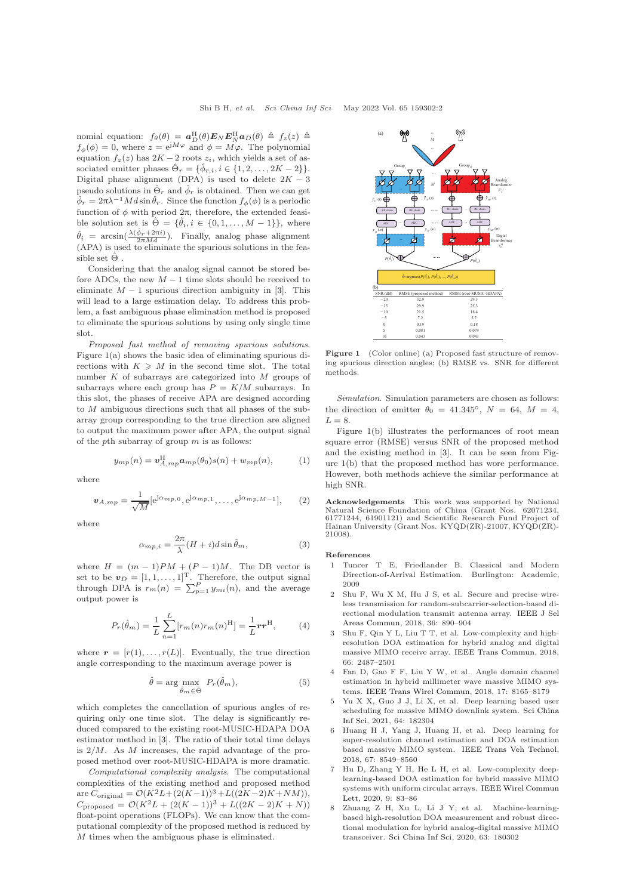nomial equation: $f_\theta(\theta) = \boldsymbol{a}_D^{\rm H}(\theta)\boldsymbol{E}_N\boldsymbol{E}_N^{\rm H}\boldsymbol{a}_D(\theta) \triangleq f_z(z) \triangleq f_\phi(\phi) = 0$, where $z = {\rm e}^{{\rm j}M\varphi}$ and $\phi = M\varphi$. The polynomial equation $f_z(z)$ has $2K-2$ roots $z_i$, which yields a set of associated emitter phases $\hat{\Theta}_r = \{\hat{\phi}_{r,i}, i \in \{1, 2, \ldots, 2K-2\}\}$. Digital phase alignment (DPA) is used to delete $2K-3$ pseudo solutions in $\hat{\Theta}_r$ and $\hat{\phi}_r$ is obtained. Then we can get $\hat{\phi}_r = 2\pi\lambda^{-1}Md\sin\hat{\theta}_r$. Since the function $f_\phi(\phi)$ is a periodic function of $\phi$ with period $2\pi$, therefore, the extended feasible solution set is $\hat{\Theta} = \{\hat{\theta}_i, i \in \{0, 1, \ldots, M-1\}\}$, where $\hat{\theta}_i = \arcsin(\frac{\lambda(\hat{\phi}_r + 2\pi i)}{2\pi Md})$. Finally, analog phase alignment (APA) is used to eliminate the spurious solutions in the feasible set $\hat{\Theta}$ .

Considering that the analog signal cannot be stored before ADCs, the new $M-1$ time slots should be received to eliminate $M-1$ spurious direction ambiguity in [3]. This will lead to a large estimation delay. To address this problem, a fast ambiguous phase elimination method is proposed to eliminate the spurious solutions by using only single time slot.

*Proposed fast method of removing spurious solutions.* Figure 1(a) shows the basic idea of eliminating spurious directions with $K \geqslant M$ in the second time slot. The total number $K$ of subarrays are categorized into $M$ groups of subarrays where each group has $P = K/M$ subarrays. In this slot, the phases of receive APA are designed according to $M$ ambiguous directions such that all phases of the subarray group corresponding to the true direction are aligned to output the maximum power after APA, the output signal of the $p$th subarray of group $m$ is as follows:

$$y_{mp}(n) = \boldsymbol{v}_{A,mp}^{\rm H}\boldsymbol{a}_{mp}(\theta_0)s(n) + w_{mp}(n), \tag{1}$$

where

$$\boldsymbol{v}_{A,mp} = \frac{1}{\sqrt{M}}[{\rm e}^{{\rm j}\alpha_{mp,0}}, {\rm e}^{{\rm j}\alpha_{mp,1}}, \ldots, {\rm e}^{{\rm j}\alpha_{mp,M-1}}], \tag{2}$$

where

$$\alpha_{mp,i} = \frac{2\pi}{\lambda}(H+i)d\sin\hat{\theta}_m, \tag{3}$$

where $H = (m-1)PM + (P-1)M$. The DB vector is set to be $\boldsymbol{v}_D = [1, 1, \ldots, 1]^{\rm T}$. Therefore, the output signal through DPA is $r_m(n) = \sum_{p=1}^{P} y_{mi}(n)$, and the average output power is

$$P_r(\hat{\theta}_m) = \frac{1}{L}\sum_{n=1}^{L}[r_m(n)r_m(n)^{\rm H}] = \frac{1}{L}\boldsymbol{r}\boldsymbol{r}^{\rm H}, \tag{4}$$

where $\boldsymbol{r} = [r(1), \ldots, r(L)]$. Eventually, the true direction angle corresponding to the maximum average power is

$$\hat{\theta} = \arg\max_{\hat{\theta}_m \in \hat{\Theta}} P_r(\hat{\theta}_m), \tag{5}$$

which completes the cancellation of spurious angles of requiring only one time slot. The delay is significantly reduced compared to the existing root-MUSIC-HDAPA DOA estimator method in [3]. The ratio of their total time delays is $2/M$. As $M$ increases, the rapid advantage of the proposed method over root-MUSIC-HDAPA is more dramatic.

*Computational complexity analysis.* The computational complexities of the existing method and proposed method are $C_{\rm original} = \mathcal{O}(K^2L + (2(K-1))^3 + L((2K-2)K + NM))$, $C_{\rm proposed} = \mathcal{O}(K^2L + (2(K-1))^3 + L((2K-2)K + N))$ float-point operations (FLOPs). We can know that the computational complexity of the proposed method is reduced by $M$ times when the ambiguous phase is eliminated.

(a)

Group$_1$ Group$_M$ Analog Beamformer $\boldsymbol{V}_A^{\rm H}$ RF chain ADC Digital Beamformer $\boldsymbol{v}_D^{\rm H}$ $P(\hat{\theta}_1)$ $P(\hat{\theta}_M)$

$\hat{\theta}$=argmax($P(\hat{\theta}_1), P(\hat{\theta}_2), \ldots, P(\hat{\theta}_M)$)

(b)

| SNR (dB) | RMSE (proposed method) | RMSE (root-MUSIC-HDAPA) |
|---|---|---|
| −20 | 32.9 | 29.3 |
| −15 | 29.9 | 25.3 |
| −10 | 21.5 | 18.4 |
| −5 | 7.2 | 5.7 |
| 0 | 0.19 | 0.18 |
| 5 | 0.081 | 0.079 |
| 10 | 0.043 | 0.043 |

**Figure 1** (Color online) (a) Proposed fast structure of removing spurious direction angles; (b) RMSE vs. SNR for different methods.

*Simulation.* Simulation parameters are chosen as follows: the direction of emitter $\theta_0 = 41.345°$, $N = 64$, $M = 4$, $L = 8$.

Figure 1(b) illustrates the performances of root mean square error (RMSE) versus SNR of the proposed method and the existing method in [3]. It can be seen from Figure 1(b) that the proposed method has wore performance. However, both methods achieve the similar performance at high SNR.

**Acknowledgements** This work was supported by National Natural Science Foundation of China (Grant Nos. 62071234, 61771244, 61901121) and Scientific Research Fund Project of Hainan University (Grant Nos. KYQD(ZR)-21007, KYQD(ZR)-21008).

## References

1. Tuncer T E, Friedlander B. Classical and Modern Direction-of-Arrival Estimation. Burlington: Academic, 2009
2. Shu F, Wu X M, Hu J S, et al. Secure and precise wireless transmission for random-subcarrier-selection-based directional modulation transmit antenna array. IEEE J Sel Areas Commun, 2018, 36: 890–904
3. Shu F, Qin Y L, Liu T T, et al. Low-complexity and high-resolution DOA estimation for hybrid analog and digital massive MIMO receive array. IEEE Trans Commun, 2018, 66: 2487–2501
4. Fan D, Gao F F, Liu Y W, et al. Angle domain channel estimation in hybrid millimeter wave massive MIMO systems. IEEE Trans Wirel Commun, 2018, 17: 8165–8179
5. Yu X X, Guo J J, Li X, et al. Deep learning based user scheduling for massive MIMO downlink system. Sci China Inf Sci, 2021, 64: 182304
6. Huang H J, Yang J, Huang H, et al. Deep learning for super-resolution channel estimation and DOA estimation based massive MIMO system. IEEE Trans Veh Technol, 2018, 67: 8549–8560
7. Hu D, Zhang Y H, He L H, et al. Low-complexity deep-learning-based DOA estimation for hybrid massive MIMO systems with uniform circular arrays. IEEE Wirel Commun Lett, 2020, 9: 83–86
8. Zhuang Z H, Xu L, Li J Y, et al. Machine-learning-based high-resolution DOA measurement and robust directional modulation for hybrid analog-digital massive MIMO transceiver. Sci China Inf Sci, 2020, 63: 180302